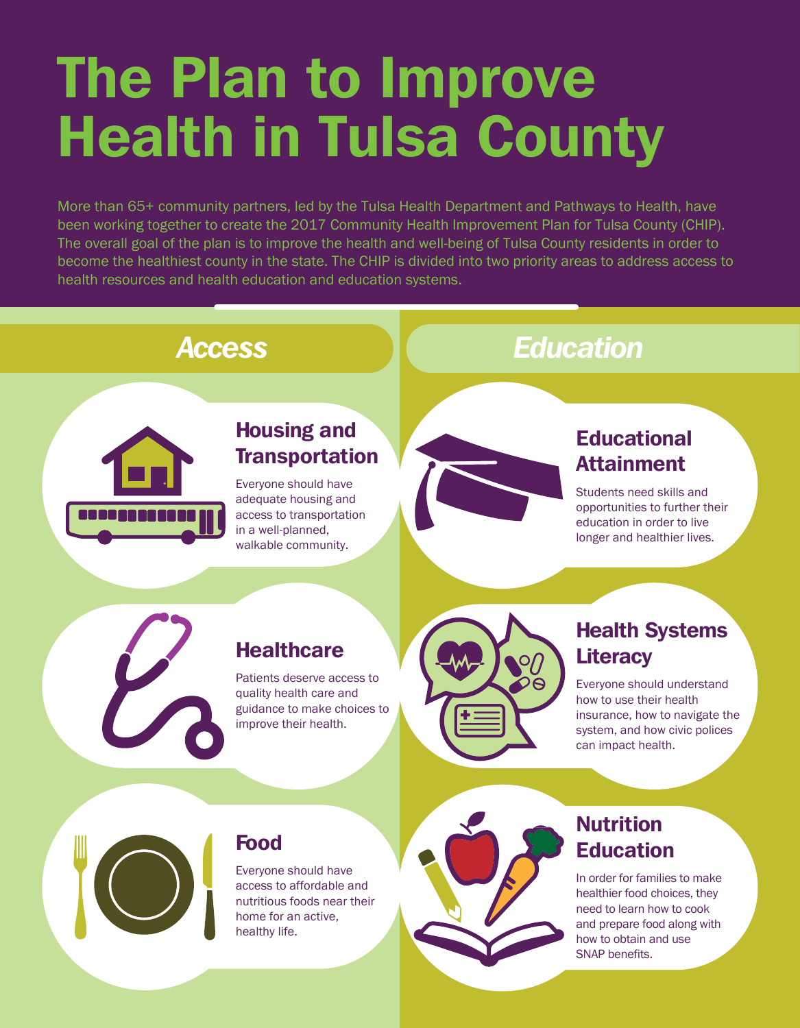# The Plan to Improve Health in Tulsa County

More than 65+ community partners, led by the Tulsa Health Department and Pathways to Health, have been working together to create the 2017 Community Health Improvement Plan for Tulsa County (CHIP). The overall goal of the plan is to improve the health and well-being of Tulsa County residents in order to become the healthiest county in the state. The CHIP is divided into two priority areas to address access to health resources and health education and education systems.

## *Access*

### Housing and Transportation

Everyone should have adequate housing and access to transportation in a well-planned, walkable community.

### Healthcare

Patients deserve access to quality health care and guidance to make choices to improve their health.

### Food

Everyone should have access to affordable and nutritious foods near their home for an active, healthy life.

## *Education*

### Educational Attainment

Students need skills and opportunities to further their education in order to live longer and healthier lives.

### Health Systems Literacy

Everyone should understand how to use their health insurance, how to navigate the system, and how civic polices can impact health.

### Nutrition Education

In order for families to make healthier food choices, they need to learn how to cook and prepare food along with how to obtain and use SNAP benefits.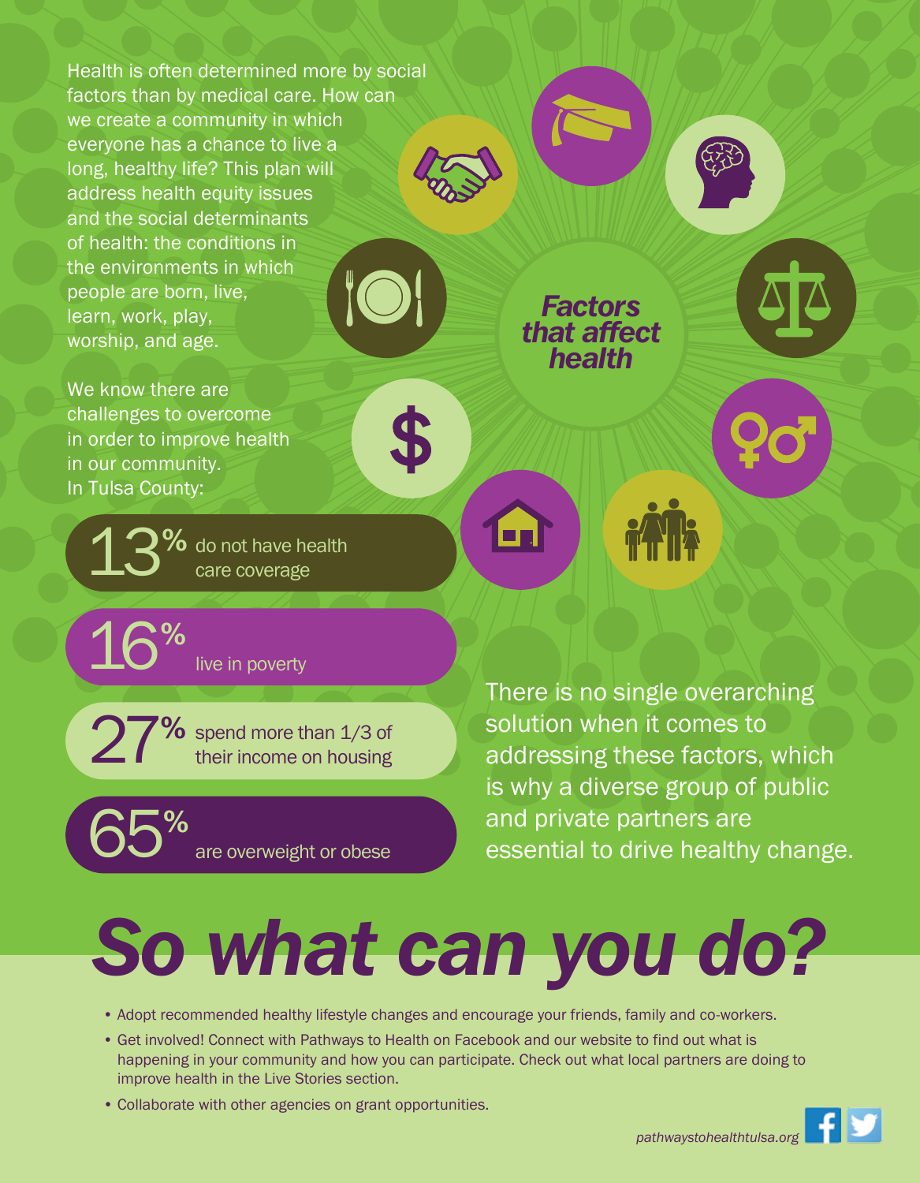Health is often determined more by social factors than by medical care. How can we create a community in which everyone has a chance to live a long, healthy life? This plan will address health equity issues and the social determinants of health: the conditions in the environments in which people are born, live, learn, work, play, worship, and age.

We know there are challenges to overcome in order to improve health in our community. In Tulsa County:

**13%** do not have health care coverage

**16%** live in poverty

**27%** spend more than 1/3 of their income on housing

**65%** are overweight or obese

***Factors that affect health***

There is no single overarching solution when it comes to addressing these factors, which is why a diverse group of public and private partners are essential to drive healthy change.

# *So what can you do?*

- Adopt recommended healthy lifestyle changes and encourage your friends, family and co-workers.
- Get involved! Connect with Pathways to Health on Facebook and our website to find out what is happening in your community and how you can participate. Check out what local partners are doing to improve health in the Live Stories section.
- Collaborate with other agencies on grant opportunities.

*pathwaystohealthtulsa.org*